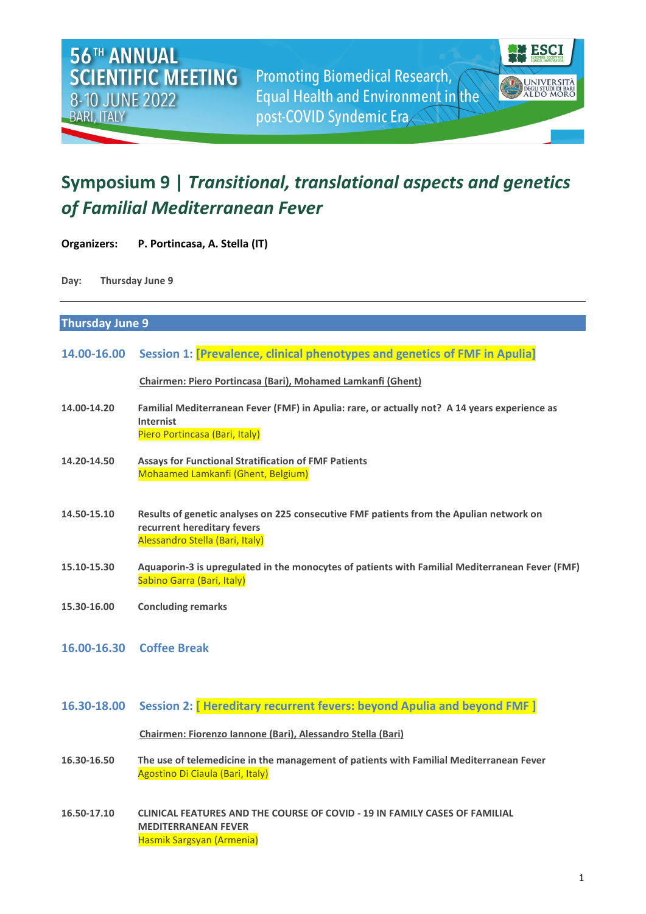56TH ANNUAL SCIENTIFIC MEETING
8-10 JUNE 2022
BARI, ITALY

Promoting Biomedical Research, Equal Health and Environment in the post-COVID Syndemic Era

ESCI

UNIVERSITÀ DEGLI STUDI DI BARI ALDO MORO

# Symposium 9 | *Transitional, translational aspects and genetics of Familial Mediterranean Fever*

**Organizers:** **P. Portincasa, A. Stella (IT)**

**Day:** **Thursday June 9**

---

## Thursday June 9

### 14.00-16.00 Session 1: [Prevalence, clinical phenotypes and genetics of FMF in Apulia]

**Chairmen: Piero Portincasa (Bari), Mohamed Lamkanfi (Ghent)**

**14.00-14.20** **Familial Mediterranean Fever (FMF) in Apulia: rare, or actually not? A 14 years experience as Internist**
Piero Portincasa (Bari, Italy)

**14.20-14.50** **Assays for Functional Stratification of FMF Patients**
Mohaamed Lamkanfi (Ghent, Belgium)

**14.50-15.10** **Results of genetic analyses on 225 consecutive FMF patients from the Apulian network on recurrent hereditary fevers**
Alessandro Stella (Bari, Italy)

**15.10-15.30** **Aquaporin-3 is upregulated in the monocytes of patients with Familial Mediterranean Fever (FMF)**
Sabino Garra (Bari, Italy)

**15.30-16.00** **Concluding remarks**

### 16.00-16.30 Coffee Break

### 16.30-18.00 Session 2: [ Hereditary recurrent fevers: beyond Apulia and beyond FMF ]

**Chairmen: Fiorenzo Iannone (Bari), Alessandro Stella (Bari)**

**16.30-16.50** **The use of telemedicine in the management of patients with Familial Mediterranean Fever**
Agostino Di Ciaula (Bari, Italy)

**16.50-17.10** **CLINICAL FEATURES AND THE COURSE OF COVID - 19 IN FAMILY CASES OF FAMILIAL MEDITERRANEAN FEVER**
Hasmik Sargsyan (Armenia)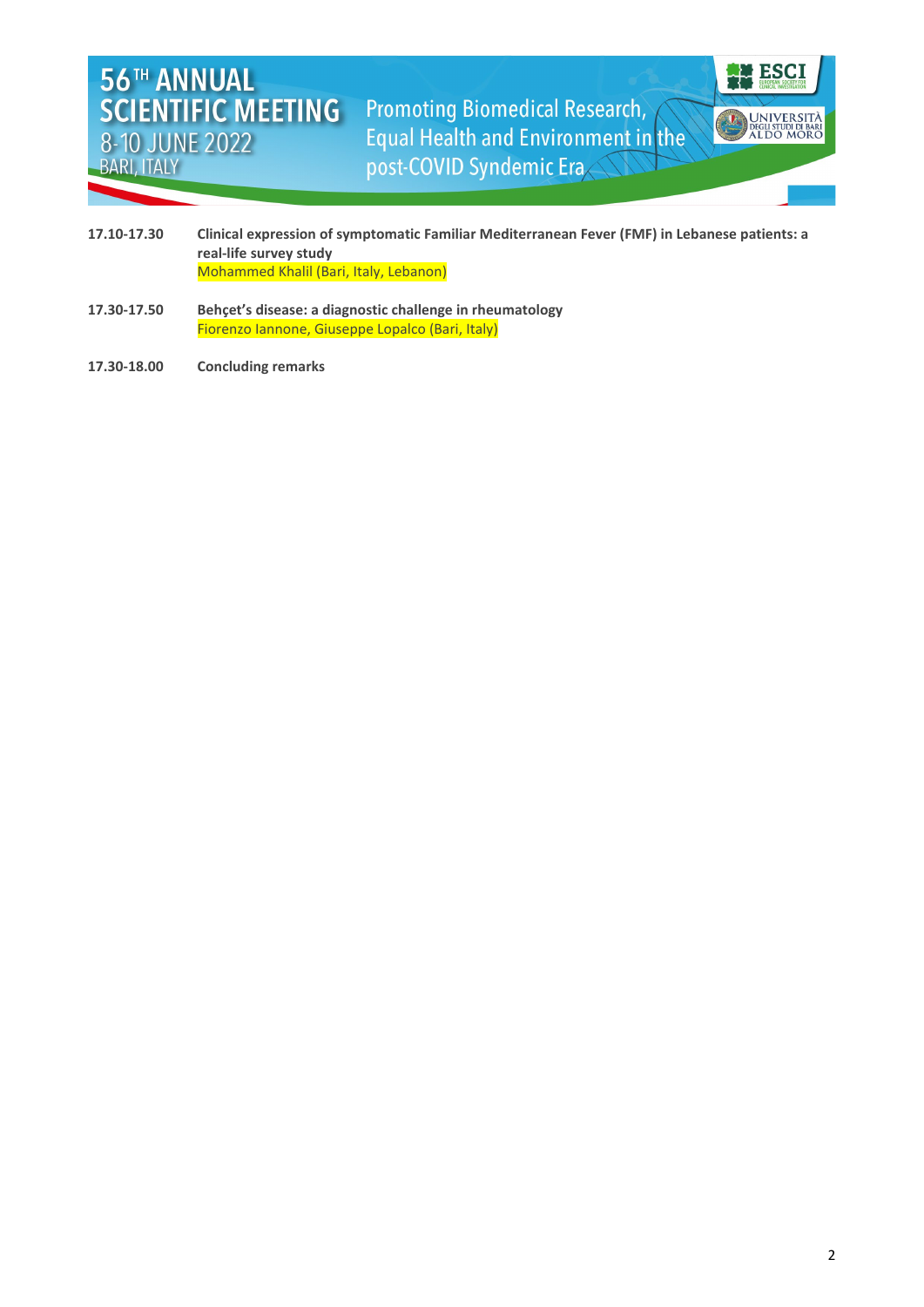**17.10-17.30** **Clinical expression of symptomatic Familiar Mediterranean Fever (FMF) in Lebanese patients: a real-life survey study**
Mohammed Khalil (Bari, Italy, Lebanon)

**17.30-17.50** **Behçet's disease: a diagnostic challenge in rheumatology**
Fiorenzo Iannone, Giuseppe Lopalco (Bari, Italy)

**17.30-18.00** **Concluding remarks**